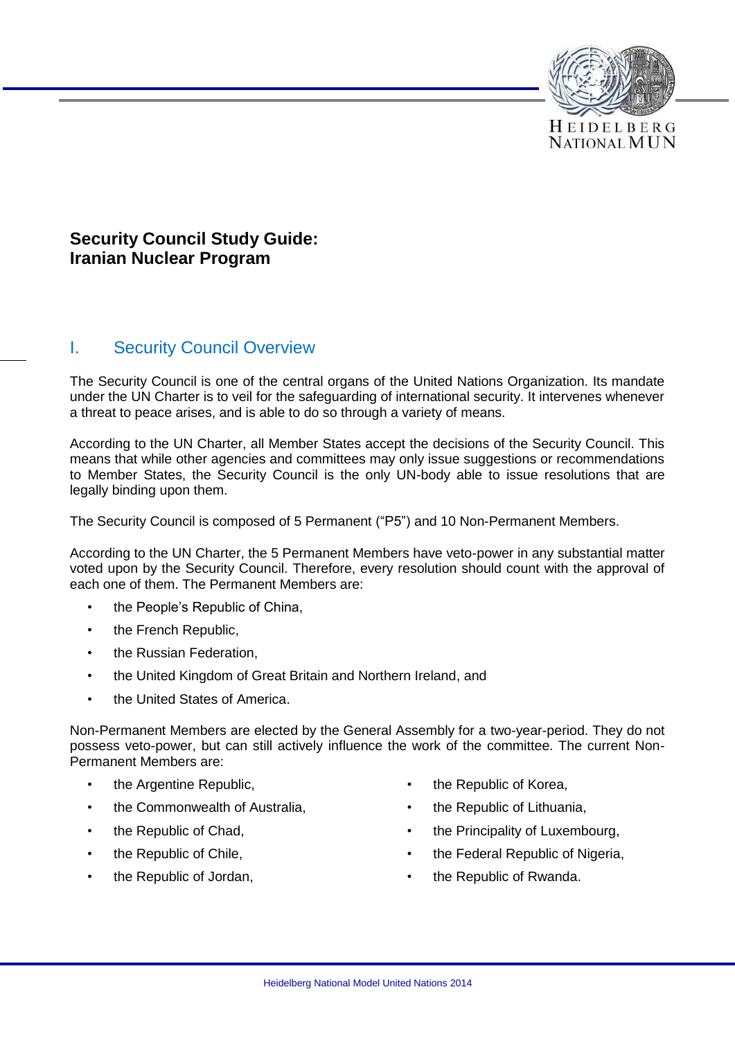# Security Council Study Guide: Iranian Nuclear Program

## I. Security Council Overview

The Security Council is one of the central organs of the United Nations Organization. Its mandate under the UN Charter is to veil for the safeguarding of international security. It intervenes whenever a threat to peace arises, and is able to do so through a variety of means.

According to the UN Charter, all Member States accept the decisions of the Security Council. This means that while other agencies and committees may only issue suggestions or recommendations to Member States, the Security Council is the only UN-body able to issue resolutions that are legally binding upon them.

The Security Council is composed of 5 Permanent ("P5") and 10 Non-Permanent Members.

According to the UN Charter, the 5 Permanent Members have veto-power in any substantial matter voted upon by the Security Council. Therefore, every resolution should count with the approval of each one of them. The Permanent Members are:

- the People's Republic of China,
- the French Republic,
- the Russian Federation,
- the United Kingdom of Great Britain and Northern Ireland, and
- the United States of America.

Non-Permanent Members are elected by the General Assembly for a two-year-period. They do not possess veto-power, but can still actively influence the work of the committee. The current Non-Permanent Members are:

- the Argentine Republic,
- the Commonwealth of Australia,
- the Republic of Chad,
- the Republic of Chile,
- the Republic of Jordan,
- the Republic of Korea,
- the Republic of Lithuania,
- the Principality of Luxembourg,
- the Federal Republic of Nigeria,
- the Republic of Rwanda.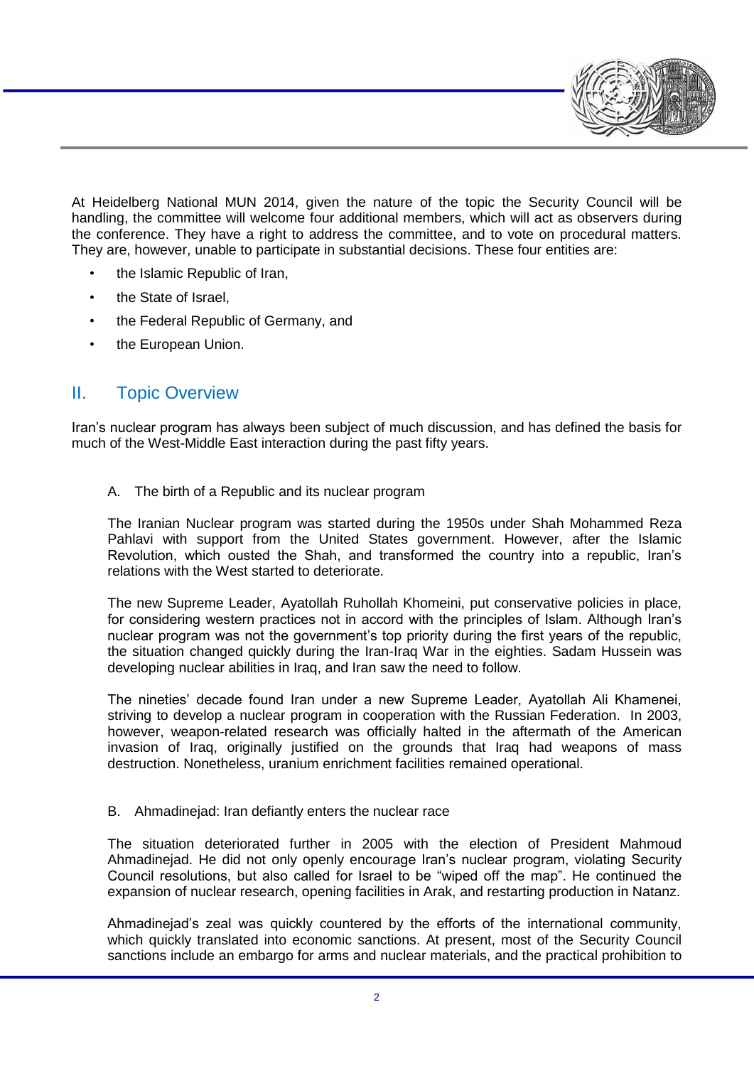At Heidelberg National MUN 2014, given the nature of the topic the Security Council will be handling, the committee will welcome four additional members, which will act as observers during the conference. They have a right to address the committee, and to vote on procedural matters. They are, however, unable to participate in substantial decisions. These four entities are:

- the Islamic Republic of Iran,
- the State of Israel,
- the Federal Republic of Germany, and
- the European Union.

## II. Topic Overview

Iran's nuclear program has always been subject of much discussion, and has defined the basis for much of the West-Middle East interaction during the past fifty years.

### A. The birth of a Republic and its nuclear program

The Iranian Nuclear program was started during the 1950s under Shah Mohammed Reza Pahlavi with support from the United States government. However, after the Islamic Revolution, which ousted the Shah, and transformed the country into a republic, Iran's relations with the West started to deteriorate.

The new Supreme Leader, Ayatollah Ruhollah Khomeini, put conservative policies in place, for considering western practices not in accord with the principles of Islam. Although Iran's nuclear program was not the government's top priority during the first years of the republic, the situation changed quickly during the Iran-Iraq War in the eighties. Sadam Hussein was developing nuclear abilities in Iraq, and Iran saw the need to follow.

The nineties' decade found Iran under a new Supreme Leader, Ayatollah Ali Khamenei, striving to develop a nuclear program in cooperation with the Russian Federation. In 2003, however, weapon-related research was officially halted in the aftermath of the American invasion of Iraq, originally justified on the grounds that Iraq had weapons of mass destruction. Nonetheless, uranium enrichment facilities remained operational.

### B. Ahmadinejad: Iran defiantly enters the nuclear race

The situation deteriorated further in 2005 with the election of President Mahmoud Ahmadinejad. He did not only openly encourage Iran's nuclear program, violating Security Council resolutions, but also called for Israel to be "wiped off the map". He continued the expansion of nuclear research, opening facilities in Arak, and restarting production in Natanz.

Ahmadinejad's zeal was quickly countered by the efforts of the international community, which quickly translated into economic sanctions. At present, most of the Security Council sanctions include an embargo for arms and nuclear materials, and the practical prohibition to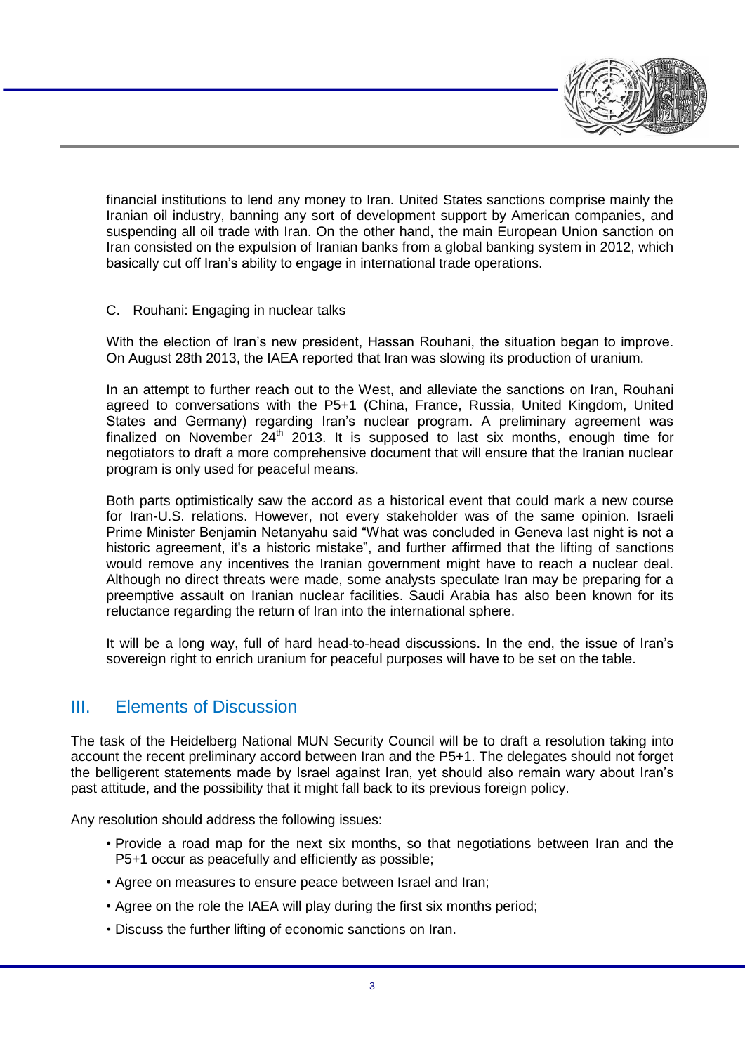financial institutions to lend any money to Iran. United States sanctions comprise mainly the Iranian oil industry, banning any sort of development support by American companies, and suspending all oil trade with Iran. On the other hand, the main European Union sanction on Iran consisted on the expulsion of Iranian banks from a global banking system in 2012, which basically cut off Iran's ability to engage in international trade operations.

### C. Rouhani: Engaging in nuclear talks

With the election of Iran's new president, Hassan Rouhani, the situation began to improve. On August 28th 2013, the IAEA reported that Iran was slowing its production of uranium.

In an attempt to further reach out to the West, and alleviate the sanctions on Iran, Rouhani agreed to conversations with the P5+1 (China, France, Russia, United Kingdom, United States and Germany) regarding Iran's nuclear program. A preliminary agreement was finalized on November 24th 2013. It is supposed to last six months, enough time for negotiators to draft a more comprehensive document that will ensure that the Iranian nuclear program is only used for peaceful means.

Both parts optimistically saw the accord as a historical event that could mark a new course for Iran-U.S. relations. However, not every stakeholder was of the same opinion. Israeli Prime Minister Benjamin Netanyahu said "What was concluded in Geneva last night is not a historic agreement, it's a historic mistake", and further affirmed that the lifting of sanctions would remove any incentives the Iranian government might have to reach a nuclear deal. Although no direct threats were made, some analysts speculate Iran may be preparing for a preemptive assault on Iranian nuclear facilities. Saudi Arabia has also been known for its reluctance regarding the return of Iran into the international sphere.

It will be a long way, full of hard head-to-head discussions. In the end, the issue of Iran's sovereign right to enrich uranium for peaceful purposes will have to be set on the table.

## III. Elements of Discussion

The task of the Heidelberg National MUN Security Council will be to draft a resolution taking into account the recent preliminary accord between Iran and the P5+1. The delegates should not forget the belligerent statements made by Israel against Iran, yet should also remain wary about Iran's past attitude, and the possibility that it might fall back to its previous foreign policy.

Any resolution should address the following issues:

- Provide a road map for the next six months, so that negotiations between Iran and the P5+1 occur as peacefully and efficiently as possible;
- Agree on measures to ensure peace between Israel and Iran;
- Agree on the role the IAEA will play during the first six months period;
- Discuss the further lifting of economic sanctions on Iran.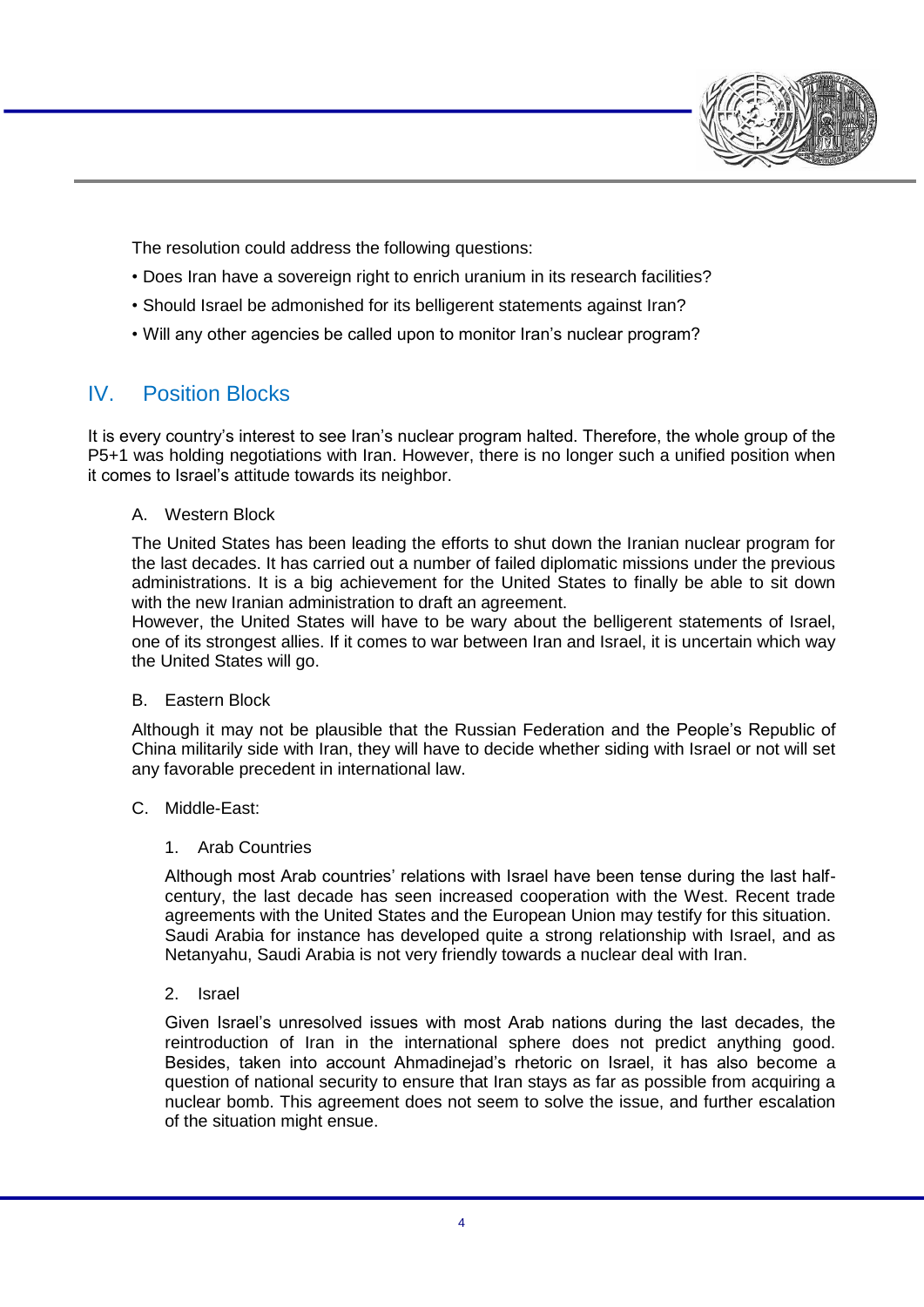The resolution could address the following questions:

- Does Iran have a sovereign right to enrich uranium in its research facilities?
- Should Israel be admonished for its belligerent statements against Iran?
- Will any other agencies be called upon to monitor Iran's nuclear program?

## IV. Position Blocks

It is every country's interest to see Iran's nuclear program halted. Therefore, the whole group of the P5+1 was holding negotiations with Iran. However, there is no longer such a unified position when it comes to Israel's attitude towards its neighbor.

### A. Western Block

The United States has been leading the efforts to shut down the Iranian nuclear program for the last decades. It has carried out a number of failed diplomatic missions under the previous administrations. It is a big achievement for the United States to finally be able to sit down with the new Iranian administration to draft an agreement.
However, the United States will have to be wary about the belligerent statements of Israel, one of its strongest allies. If it comes to war between Iran and Israel, it is uncertain which way the United States will go.

### B. Eastern Block

Although it may not be plausible that the Russian Federation and the People's Republic of China militarily side with Iran, they will have to decide whether siding with Israel or not will set any favorable precedent in international law.

### C. Middle-East:

#### 1. Arab Countries

Although most Arab countries' relations with Israel have been tense during the last half-century, the last decade has seen increased cooperation with the West. Recent trade agreements with the United States and the European Union may testify for this situation. Saudi Arabia for instance has developed quite a strong relationship with Israel, and as Netanyahu, Saudi Arabia is not very friendly towards a nuclear deal with Iran.

#### 2. Israel

Given Israel's unresolved issues with most Arab nations during the last decades, the reintroduction of Iran in the international sphere does not predict anything good. Besides, taken into account Ahmadinejad's rhetoric on Israel, it has also become a question of national security to ensure that Iran stays as far as possible from acquiring a nuclear bomb. This agreement does not seem to solve the issue, and further escalation of the situation might ensue.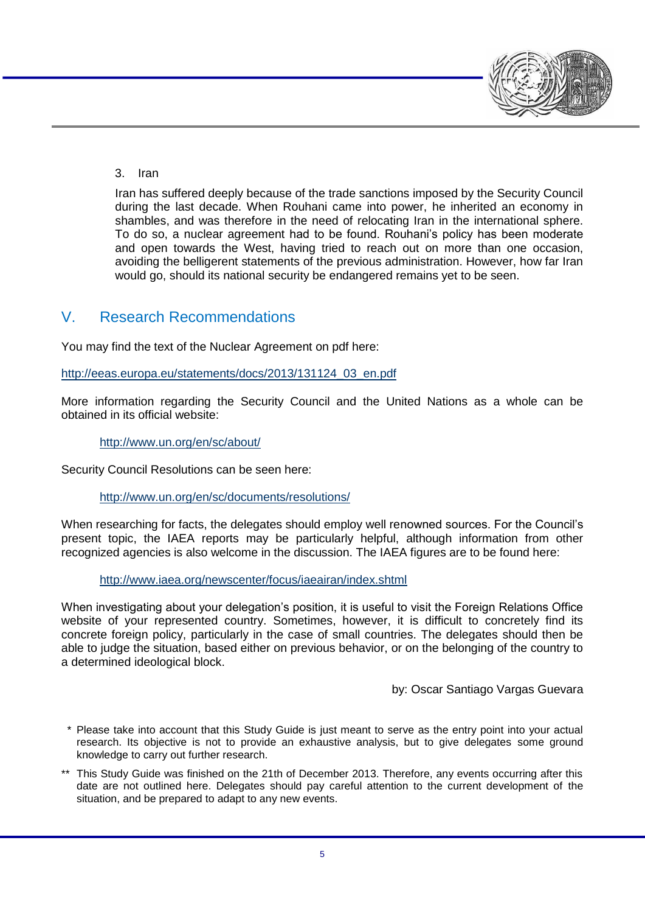3. Iran

Iran has suffered deeply because of the trade sanctions imposed by the Security Council during the last decade. When Rouhani came into power, he inherited an economy in shambles, and was therefore in the need of relocating Iran in the international sphere. To do so, a nuclear agreement had to be found. Rouhani's policy has been moderate and open towards the West, having tried to reach out on more than one occasion, avoiding the belligerent statements of the previous administration. However, how far Iran would go, should its national security be endangered remains yet to be seen.

## V. Research Recommendations

You may find the text of the Nuclear Agreement on pdf here:

http://eeas.europa.eu/statements/docs/2013/131124_03_en.pdf

More information regarding the Security Council and the United Nations as a whole can be obtained in its official website:

http://www.un.org/en/sc/about/

Security Council Resolutions can be seen here:

http://www.un.org/en/sc/documents/resolutions/

When researching for facts, the delegates should employ well renowned sources. For the Council's present topic, the IAEA reports may be particularly helpful, although information from other recognized agencies is also welcome in the discussion. The IAEA figures are to be found here:

http://www.iaea.org/newscenter/focus/iaeairan/index.shtml

When investigating about your delegation's position, it is useful to visit the Foreign Relations Office website of your represented country. Sometimes, however, it is difficult to concretely find its concrete foreign policy, particularly in the case of small countries. The delegates should then be able to judge the situation, based either on previous behavior, or on the belonging of the country to a determined ideological block.

by: Oscar Santiago Vargas Guevara

\* Please take into account that this Study Guide is just meant to serve as the entry point into your actual research. Its objective is not to provide an exhaustive analysis, but to give delegates some ground knowledge to carry out further research.

\** This Study Guide was finished on the 21th of December 2013. Therefore, any events occurring after this date are not outlined here. Delegates should pay careful attention to the current development of the situation, and be prepared to adapt to any new events.